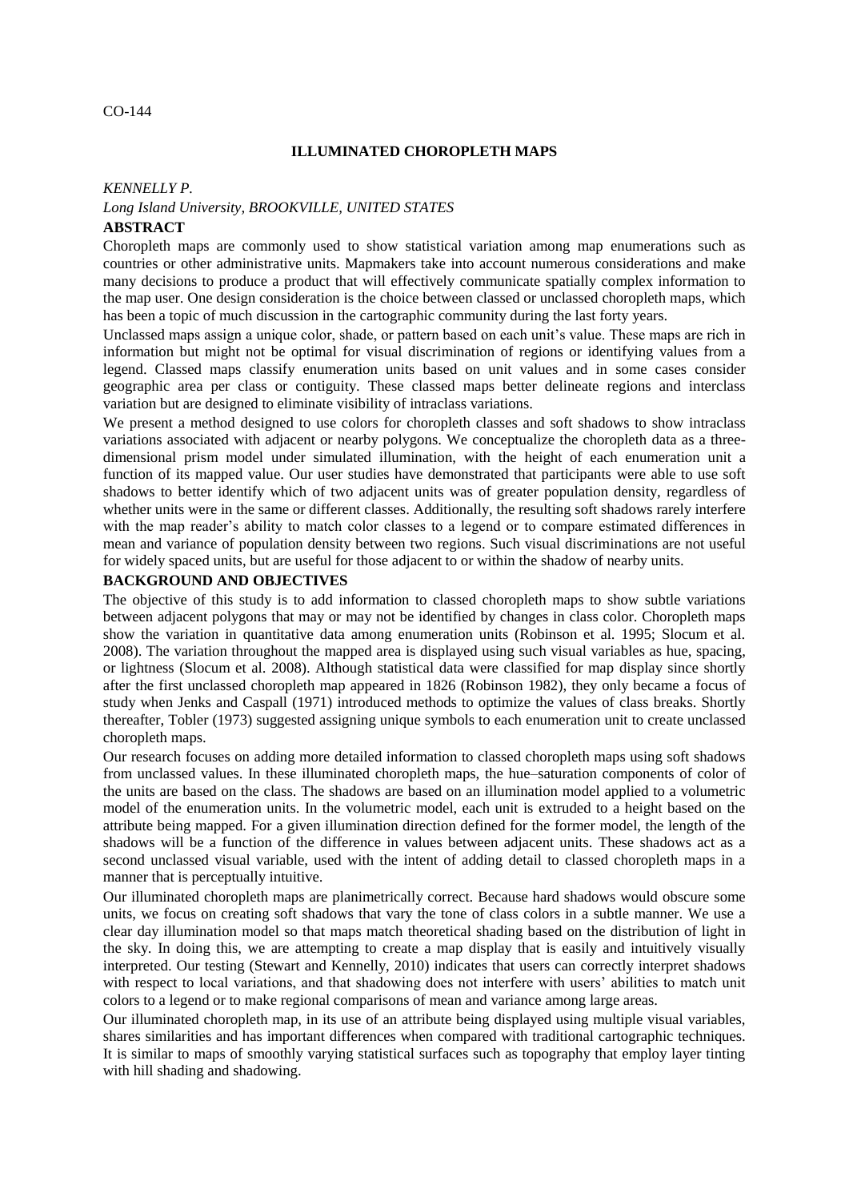CO-144

# ILLUMINATED CHOROPLETH MAPS

*KENNELLY P.*

*Long Island University, BROOKVILLE, UNITED STATES*

## ABSTRACT

Choropleth maps are commonly used to show statistical variation among map enumerations such as countries or other administrative units. Mapmakers take into account numerous considerations and make many decisions to produce a product that will effectively communicate spatially complex information to the map user. One design consideration is the choice between classed or unclassed choropleth maps, which has been a topic of much discussion in the cartographic community during the last forty years.

Unclassed maps assign a unique color, shade, or pattern based on each unit's value. These maps are rich in information but might not be optimal for visual discrimination of regions or identifying values from a legend. Classed maps classify enumeration units based on unit values and in some cases consider geographic area per class or contiguity. These classed maps better delineate regions and interclass variation but are designed to eliminate visibility of intraclass variations.

We present a method designed to use colors for choropleth classes and soft shadows to show intraclass variations associated with adjacent or nearby polygons. We conceptualize the choropleth data as a three-dimensional prism model under simulated illumination, with the height of each enumeration unit a function of its mapped value. Our user studies have demonstrated that participants were able to use soft shadows to better identify which of two adjacent units was of greater population density, regardless of whether units were in the same or different classes. Additionally, the resulting soft shadows rarely interfere with the map reader's ability to match color classes to a legend or to compare estimated differences in mean and variance of population density between two regions. Such visual discriminations are not useful for widely spaced units, but are useful for those adjacent to or within the shadow of nearby units.

## BACKGROUND AND OBJECTIVES

The objective of this study is to add information to classed choropleth maps to show subtle variations between adjacent polygons that may or may not be identified by changes in class color. Choropleth maps show the variation in quantitative data among enumeration units (Robinson et al. 1995; Slocum et al. 2008). The variation throughout the mapped area is displayed using such visual variables as hue, spacing, or lightness (Slocum et al. 2008). Although statistical data were classified for map display since shortly after the first unclassed choropleth map appeared in 1826 (Robinson 1982), they only became a focus of study when Jenks and Caspall (1971) introduced methods to optimize the values of class breaks. Shortly thereafter, Tobler (1973) suggested assigning unique symbols to each enumeration unit to create unclassed choropleth maps.

Our research focuses on adding more detailed information to classed choropleth maps using soft shadows from unclassed values. In these illuminated choropleth maps, the hue–saturation components of color of the units are based on the class. The shadows are based on an illumination model applied to a volumetric model of the enumeration units. In the volumetric model, each unit is extruded to a height based on the attribute being mapped. For a given illumination direction defined for the former model, the length of the shadows will be a function of the difference in values between adjacent units. These shadows act as a second unclassed visual variable, used with the intent of adding detail to classed choropleth maps in a manner that is perceptually intuitive.

Our illuminated choropleth maps are planimetrically correct. Because hard shadows would obscure some units, we focus on creating soft shadows that vary the tone of class colors in a subtle manner. We use a clear day illumination model so that maps match theoretical shading based on the distribution of light in the sky. In doing this, we are attempting to create a map display that is easily and intuitively visually interpreted. Our testing (Stewart and Kennelly, 2010) indicates that users can correctly interpret shadows with respect to local variations, and that shadowing does not interfere with users' abilities to match unit colors to a legend or to make regional comparisons of mean and variance among large areas.

Our illuminated choropleth map, in its use of an attribute being displayed using multiple visual variables, shares similarities and has important differences when compared with traditional cartographic techniques. It is similar to maps of smoothly varying statistical surfaces such as topography that employ layer tinting with hill shading and shadowing.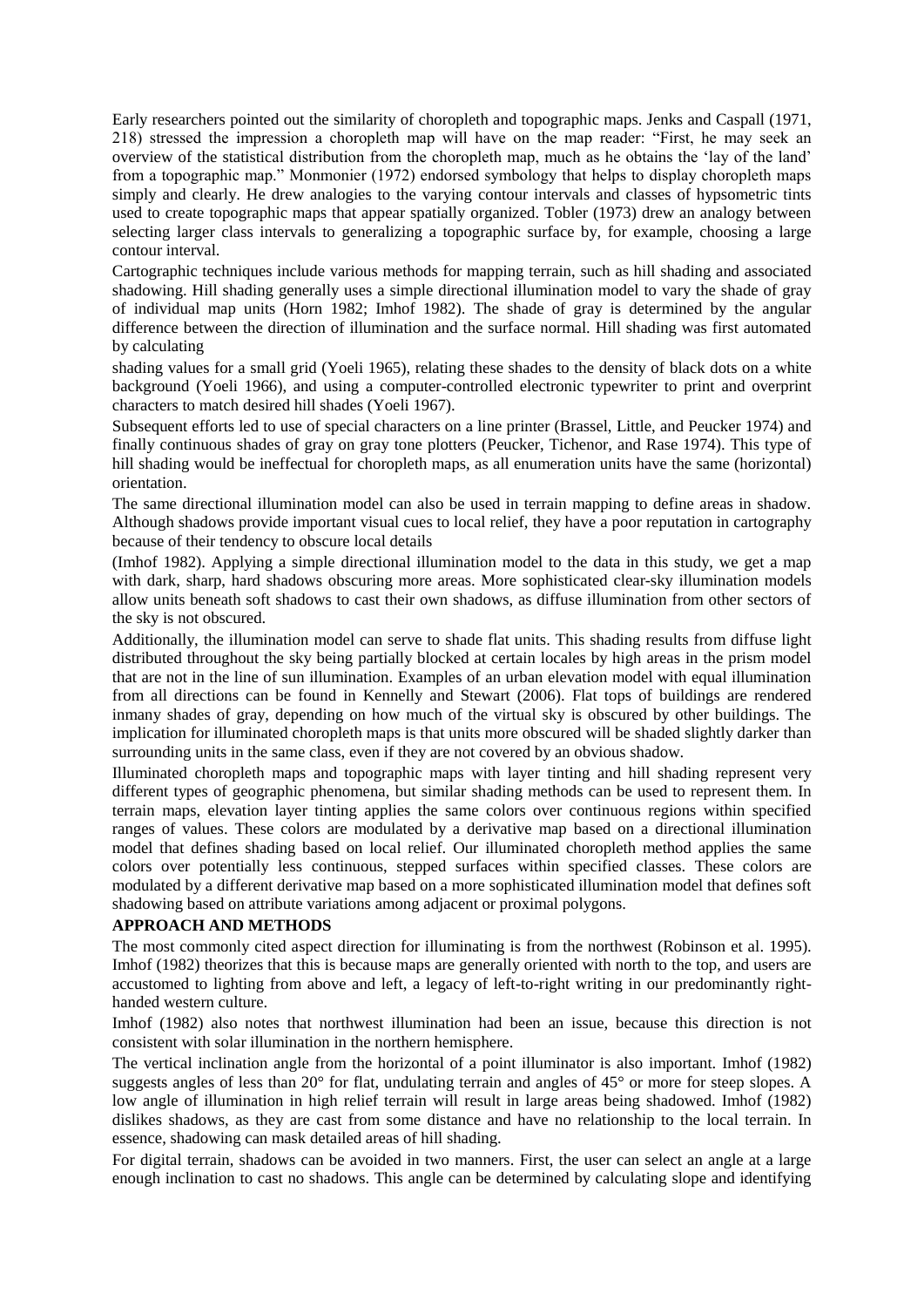Early researchers pointed out the similarity of choropleth and topographic maps. Jenks and Caspall (1971, 218) stressed the impression a choropleth map will have on the map reader: "First, he may seek an overview of the statistical distribution from the choropleth map, much as he obtains the 'lay of the land' from a topographic map." Monmonier (1972) endorsed symbology that helps to display choropleth maps simply and clearly. He drew analogies to the varying contour intervals and classes of hypsometric tints used to create topographic maps that appear spatially organized. Tobler (1973) drew an analogy between selecting larger class intervals to generalizing a topographic surface by, for example, choosing a large contour interval.

Cartographic techniques include various methods for mapping terrain, such as hill shading and associated shadowing. Hill shading generally uses a simple directional illumination model to vary the shade of gray of individual map units (Horn 1982; Imhof 1982). The shade of gray is determined by the angular difference between the direction of illumination and the surface normal. Hill shading was first automated by calculating shading values for a small grid (Yoeli 1965), relating these shades to the density of black dots on a white background (Yoeli 1966), and using a computer-controlled electronic typewriter to print and overprint characters to match desired hill shades (Yoeli 1967).

Subsequent efforts led to use of special characters on a line printer (Brassel, Little, and Peucker 1974) and finally continuous shades of gray on gray tone plotters (Peucker, Tichenor, and Rase 1974). This type of hill shading would be ineffectual for choropleth maps, as all enumeration units have the same (horizontal) orientation.

The same directional illumination model can also be used in terrain mapping to define areas in shadow. Although shadows provide important visual cues to local relief, they have a poor reputation in cartography because of their tendency to obscure local details (Imhof 1982). Applying a simple directional illumination model to the data in this study, we get a map with dark, sharp, hard shadows obscuring more areas. More sophisticated clear-sky illumination models allow units beneath soft shadows to cast their own shadows, as diffuse illumination from other sectors of the sky is not obscured.

Additionally, the illumination model can serve to shade flat units. This shading results from diffuse light distributed throughout the sky being partially blocked at certain locales by high areas in the prism model that are not in the line of sun illumination. Examples of an urban elevation model with equal illumination from all directions can be found in Kennelly and Stewart (2006). Flat tops of buildings are rendered inmany shades of gray, depending on how much of the virtual sky is obscured by other buildings. The implication for illuminated choropleth maps is that units more obscured will be shaded slightly darker than surrounding units in the same class, even if they are not covered by an obvious shadow.

Illuminated choropleth maps and topographic maps with layer tinting and hill shading represent very different types of geographic phenomena, but similar shading methods can be used to represent them. In terrain maps, elevation layer tinting applies the same colors over continuous regions within specified ranges of values. These colors are modulated by a derivative map based on a directional illumination model that defines shading based on local relief. Our illuminated choropleth method applies the same colors over potentially less continuous, stepped surfaces within specified classes. These colors are modulated by a different derivative map based on a more sophisticated illumination model that defines soft shadowing based on attribute variations among adjacent or proximal polygons.

## APPROACH AND METHODS

The most commonly cited aspect direction for illuminating is from the northwest (Robinson et al. 1995). Imhof (1982) theorizes that this is because maps are generally oriented with north to the top, and users are accustomed to lighting from above and left, a legacy of left-to-right writing in our predominantly right-handed western culture.

Imhof (1982) also notes that northwest illumination had been an issue, because this direction is not consistent with solar illumination in the northern hemisphere.

The vertical inclination angle from the horizontal of a point illuminator is also important. Imhof (1982) suggests angles of less than 20° for flat, undulating terrain and angles of 45° or more for steep slopes. A low angle of illumination in high relief terrain will result in large areas being shadowed. Imhof (1982) dislikes shadows, as they are cast from some distance and have no relationship to the local terrain. In essence, shadowing can mask detailed areas of hill shading.

For digital terrain, shadows can be avoided in two manners. First, the user can select an angle at a large enough inclination to cast no shadows. This angle can be determined by calculating slope and identifying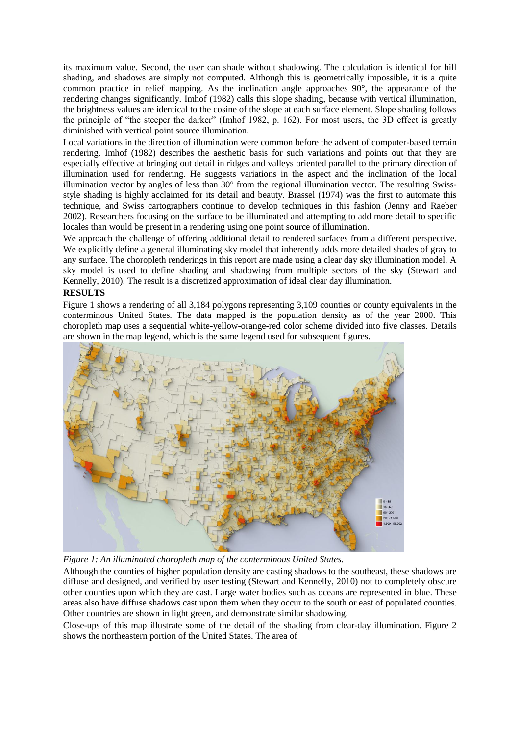its maximum value. Second, the user can shade without shadowing. The calculation is identical for hill shading, and shadows are simply not computed. Although this is geometrically impossible, it is a quite common practice in relief mapping. As the inclination angle approaches 90°, the appearance of the rendering changes significantly. Imhof (1982) calls this slope shading, because with vertical illumination, the brightness values are identical to the cosine of the slope at each surface element. Slope shading follows the principle of "the steeper the darker" (Imhof 1982, p. 162). For most users, the 3D effect is greatly diminished with vertical point source illumination.

Local variations in the direction of illumination were common before the advent of computer-based terrain rendering. Imhof (1982) describes the aesthetic basis for such variations and points out that they are especially effective at bringing out detail in ridges and valleys oriented parallel to the primary direction of illumination used for rendering. He suggests variations in the aspect and the inclination of the local illumination vector by angles of less than 30° from the regional illumination vector. The resulting Swiss-style shading is highly acclaimed for its detail and beauty. Brassel (1974) was the first to automate this technique, and Swiss cartographers continue to develop techniques in this fashion (Jenny and Raeber 2002). Researchers focusing on the surface to be illuminated and attempting to add more detail to specific locales than would be present in a rendering using one point source of illumination.

We approach the challenge of offering additional detail to rendered surfaces from a different perspective. We explicitly define a general illuminating sky model that inherently adds more detailed shades of gray to any surface. The choropleth renderings in this report are made using a clear day sky illumination model. A sky model is used to define shading and shadowing from multiple sectors of the sky (Stewart and Kennelly, 2010). The result is a discretized approximation of ideal clear day illumination.

**RESULTS**

Figure 1 shows a rendering of all 3,184 polygons representing 3,109 counties or county equivalents in the conterminous United States. The data mapped is the population density as of the year 2000. This choropleth map uses a sequential white-yellow-orange-red color scheme divided into five classes. Details are shown in the map legend, which is the same legend used for subsequent figures.

*Figure 1: An illuminated choropleth map of the conterminous United States.*

Although the counties of higher population density are casting shadows to the southeast, these shadows are diffuse and designed, and verified by user testing (Stewart and Kennelly, 2010) not to completely obscure other counties upon which they are cast. Large water bodies such as oceans are represented in blue. These areas also have diffuse shadows cast upon them when they occur to the south or east of populated counties. Other countries are shown in light green, and demonstrate similar shadowing.

Close-ups of this map illustrate some of the detail of the shading from clear-day illumination. Figure 2 shows the northeastern portion of the United States. The area of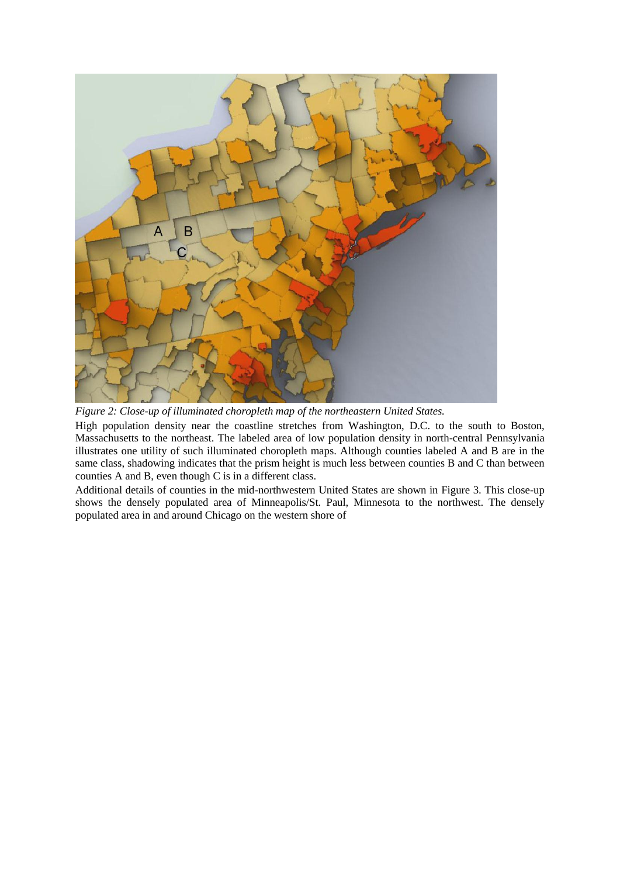*Figure 2: Close-up of illuminated choropleth map of the northeastern United States.*

High population density near the coastline stretches from Washington, D.C. to the south to Boston, Massachusetts to the northeast. The labeled area of low population density in north-central Pennsylvania illustrates one utility of such illuminated choropleth maps. Although counties labeled A and B are in the same class, shadowing indicates that the prism height is much less between counties B and C than between counties A and B, even though C is in a different class.

Additional details of counties in the mid-northwestern United States are shown in Figure 3. This close-up shows the densely populated area of Minneapolis/St. Paul, Minnesota to the northwest. The densely populated area in and around Chicago on the western shore of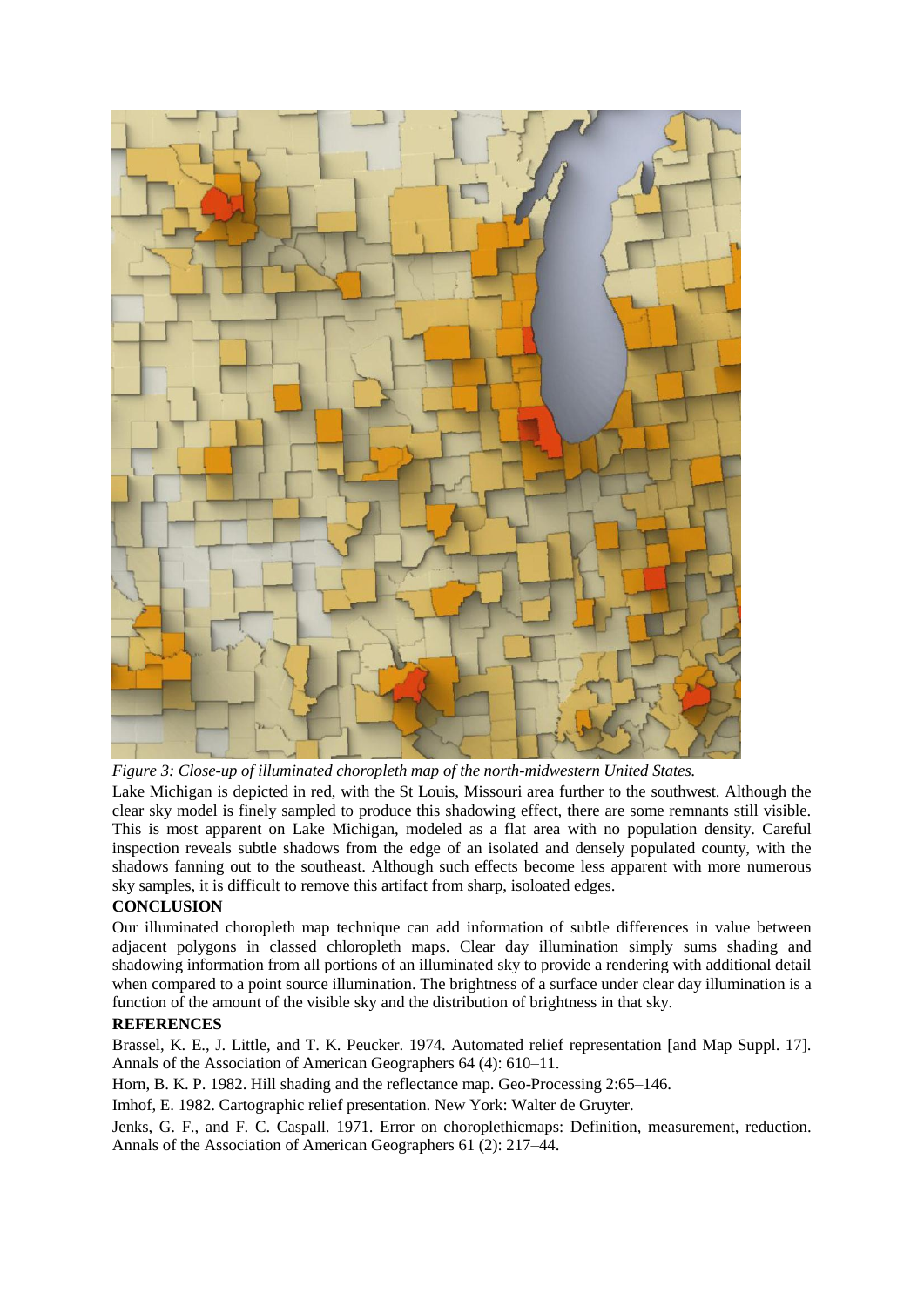*Figure 3: Close-up of illuminated choropleth map of the north-midwestern United States.*

Lake Michigan is depicted in red, with the St Louis, Missouri area further to the southwest. Although the clear sky model is finely sampled to produce this shadowing effect, there are some remnants still visible. This is most apparent on Lake Michigan, modeled as a flat area with no population density. Careful inspection reveals subtle shadows from the edge of an isolated and densely populated county, with the shadows fanning out to the southeast. Although such effects become less apparent with more numerous sky samples, it is difficult to remove this artifact from sharp, isoloated edges.

## CONCLUSION

Our illuminated choropleth map technique can add information of subtle differences in value between adjacent polygons in classed chloropleth maps. Clear day illumination simply sums shading and shadowing information from all portions of an illuminated sky to provide a rendering with additional detail when compared to a point source illumination. The brightness of a surface under clear day illumination is a function of the amount of the visible sky and the distribution of brightness in that sky.

## REFERENCES

Brassel, K. E., J. Little, and T. K. Peucker. 1974. Automated relief representation [and Map Suppl. 17]. Annals of the Association of American Geographers 64 (4): 610–11.

Horn, B. K. P. 1982. Hill shading and the reflectance map. Geo-Processing 2:65–146.

Imhof, E. 1982. Cartographic relief presentation. New York: Walter de Gruyter.

Jenks, G. F., and F. C. Caspall. 1971. Error on choroplethicmaps: Definition, measurement, reduction. Annals of the Association of American Geographers 61 (2): 217–44.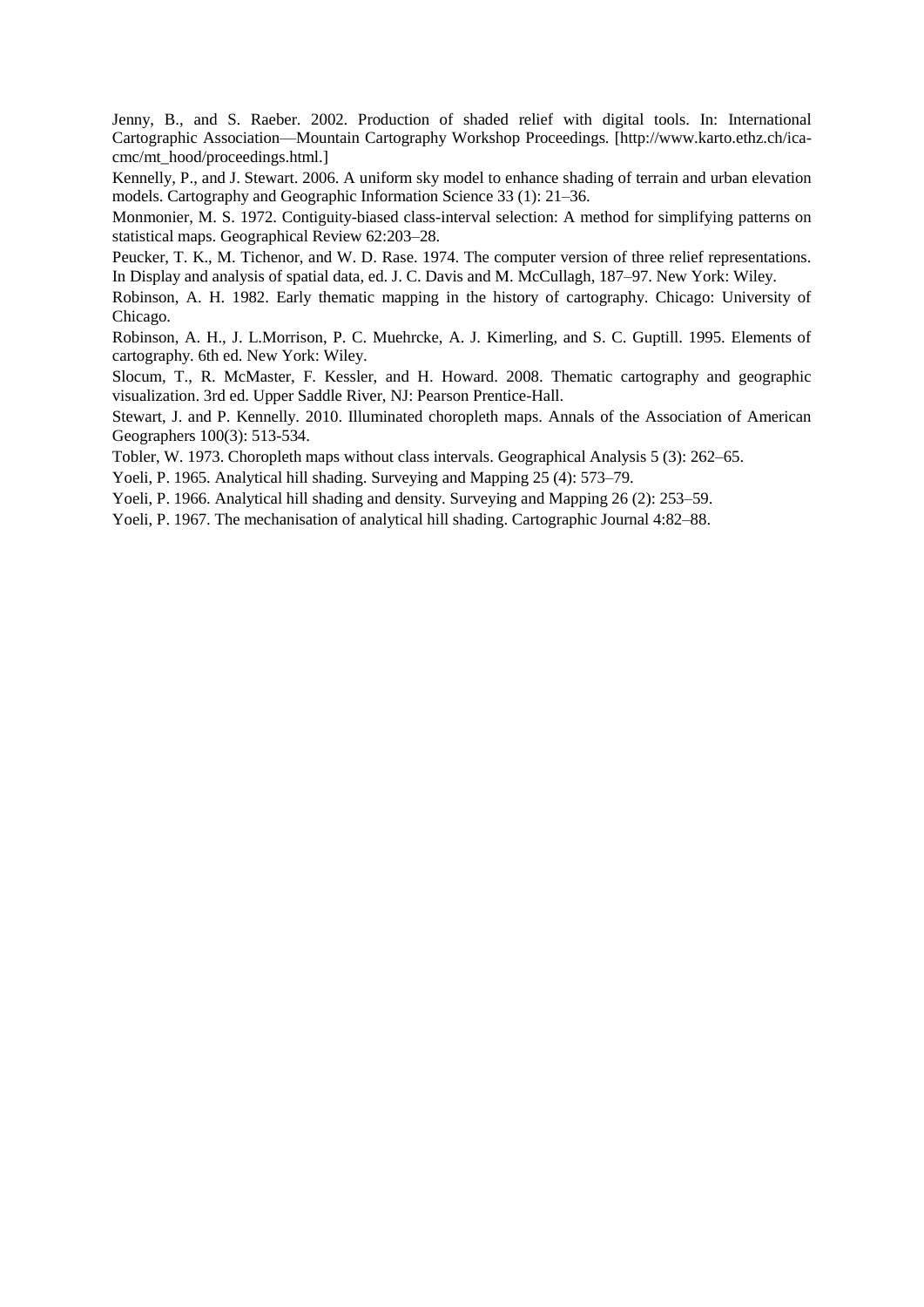Jenny, B., and S. Raeber. 2002. Production of shaded relief with digital tools. In: International Cartographic Association—Mountain Cartography Workshop Proceedings. [http://www.karto.ethz.ch/ica-cmc/mt_hood/proceedings.html.]

Kennelly, P., and J. Stewart. 2006. A uniform sky model to enhance shading of terrain and urban elevation models. Cartography and Geographic Information Science 33 (1): 21–36.

Monmonier, M. S. 1972. Contiguity-biased class-interval selection: A method for simplifying patterns on statistical maps. Geographical Review 62:203–28.

Peucker, T. K., M. Tichenor, and W. D. Rase. 1974. The computer version of three relief representations. In Display and analysis of spatial data, ed. J. C. Davis and M. McCullagh, 187–97. New York: Wiley.

Robinson, A. H. 1982. Early thematic mapping in the history of cartography. Chicago: University of Chicago.

Robinson, A. H., J. L.Morrison, P. C. Muehrcke, A. J. Kimerling, and S. C. Guptill. 1995. Elements of cartography. 6th ed. New York: Wiley.

Slocum, T., R. McMaster, F. Kessler, and H. Howard. 2008. Thematic cartography and geographic visualization. 3rd ed. Upper Saddle River, NJ: Pearson Prentice-Hall.

Stewart, J. and P. Kennelly. 2010. Illuminated choropleth maps. Annals of the Association of American Geographers 100(3): 513-534.

Tobler, W. 1973. Choropleth maps without class intervals. Geographical Analysis 5 (3): 262–65.

Yoeli, P. 1965. Analytical hill shading. Surveying and Mapping 25 (4): 573–79.

Yoeli, P. 1966. Analytical hill shading and density. Surveying and Mapping 26 (2): 253–59.

Yoeli, P. 1967. The mechanisation of analytical hill shading. Cartographic Journal 4:82–88.